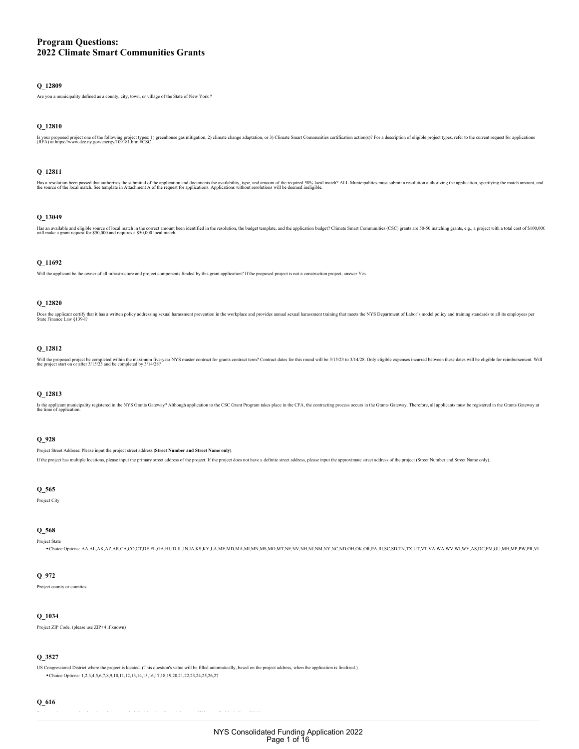# Program Questions:
# 2022 Climate Smart Communities Grants

### Q_12809

Are you a municipality defined as a county, city, town, or village of the State of New York ?

### Q_12810

Is your proposed project one of the following project types: 1) greenhouse gas mitigation, 2) climate change adaptation, or 3) Climate Smart Communities certification action(s)? For a description of eligible project types, refer to the current request for applications (RFA) at https://www.dec.ny.gov/energy/109181.html#CSC .

### Q_12811

Has a resolution been passed that authorizes the submittal of the application and documents the availability, type, and amount of the required 50% local match? ALL Municipalities must submit a resolution authorizing the application, specifying the match amount, and the source of the local match. See template in Attachment A of the request for applications. Applications without resolutions will be deemed ineligible.

### Q_13049

Has an available and eligible source of local match in the correct amount been identified in the resolution, the budget template, and the application budget? Climate Smart Communities (CSC) grants are 50-50 matching grants, e.g., a project with a total cost of $100,000 will make a grant request for $50,000 and requires a $50,000 local match.

### Q_11692

Will the applicant be the owner of all infrastructure and project components funded by this grant application? If the proposed project is not a construction project, answer Yes.

### Q_12820

Does the applicant certify that it has a written policy addressing sexual harassment prevention in the workplace and provides annual sexual harassment training that meets the NYS Department of Labor's model policy and training standards to all its employees per State Finance Law §139-l?

### Q_12812

Will the proposed project be completed within the maximum five-year NYS master contract for grants contract term? Contract dates for this round will be 3/15/23 to 3/14/28. Only eligible expenses incurred between these dates will be eligible for reimbursement. Will the project start on or after 3/15/23 and be completed by 3/14/28?

### Q_12813

Is the applicant municipality registered in the NYS Grants Gateway? Although application to the CSC Grant Program takes place in the CFA, the contracting process occurs in the Grants Gateway. Therefore, all applicants must be registered in the Grants Gateway at the time of application.

### Q_928

Project Street Address: Please input the project street address (**Street Number and Street Name only**).

If the project has multiple locations, please input the primary street address of the project. If the project does not have a definite street address, please input the approximate street address of the project (Street Number and Street Name only).

### Q_565

Project City

### Q_568

Project State

- Choice Options: AA,AL,AK,AZ,AR,CA,CO,CT,DE,FL,GA,HI,ID,IL,IN,IA,KS,KY,LA,ME,MD,MA,MI,MN,MS,MO,MT,NE,NV,NH,NJ,NM,NY,NC,ND,OH,OK,OR,PA,RI,SC,SD,TN,TX,UT,VT,VA,WA,WV,WI,WY,AS,DC,FM,GU,MH,MP,PW,PR,VI

### Q_972

Project county or counties.

### Q_1034

Project ZIP Code. (please use ZIP+4 if known)

### Q_3527

US Congressional District where the project is located. (This question's value will be filled automatically, based on the project address, when the application is finalized.)

- Choice Options: 1,2,3,4,5,6,7,8,9,10,11,12,13,14,15,16,17,18,19,20,21,22,23,24,25,26,27

### Q_616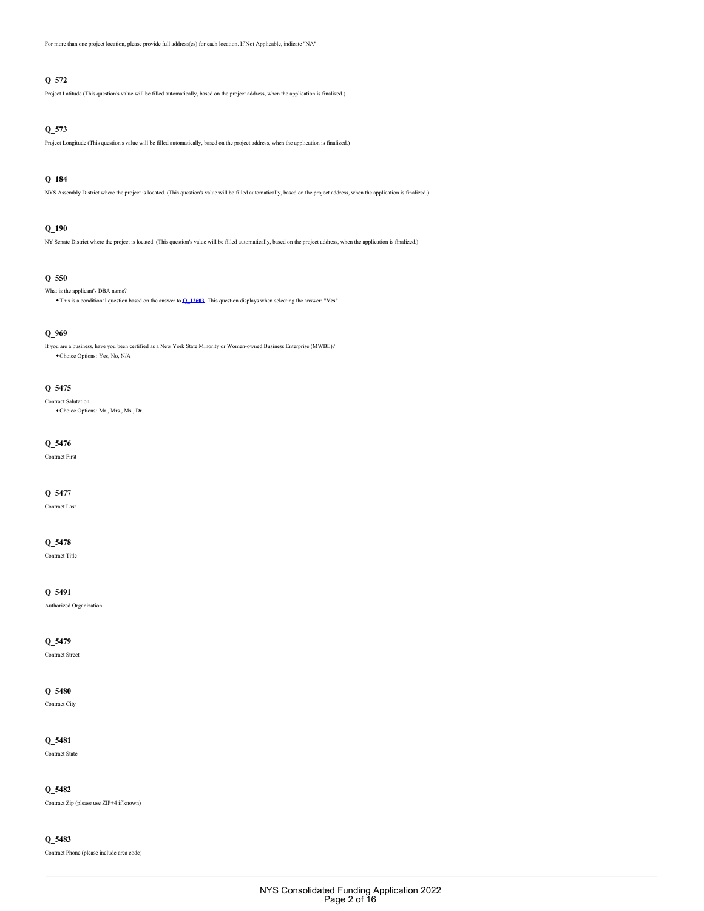For more than one project location, please provide full address(es) for each location. If Not Applicable, indicate "NA".

### Q_572

Project Latitude (This question's value will be filled automatically, based on the project address, when the application is finalized.)

### Q_573

Project Longitude (This question's value will be filled automatically, based on the project address, when the application is finalized.)

### Q_184

NYS Assembly District where the project is located. (This question's value will be filled automatically, based on the project address, when the application is finalized.)

### Q_190

NY Senate District where the project is located. (This question's value will be filled automatically, based on the project address, when the application is finalized.)

### Q_550

What is the applicant's DBA name?

- This is a conditional question based on the answer to Q_17603. This question displays when selecting the answer: "**Yes**"

### Q_969

If you are a business, have you been certified as a New York State Minority or Women-owned Business Enterprise (MWBE)?

- Choice Options: Yes, No, N/A

### Q_5475

Contract Salutation

- Choice Options: Mr., Mrs., Ms., Dr.

### Q_5476

Contract First

### Q_5477

Contract Last

### Q_5478

Contract Title

### Q_5491

Authorized Organization

### Q_5479

Contract Street

### Q_5480

Contract City

### Q_5481

Contract State

### Q_5482

Contract Zip (please use ZIP+4 if known)

### Q_5483

Contract Phone (please include area code)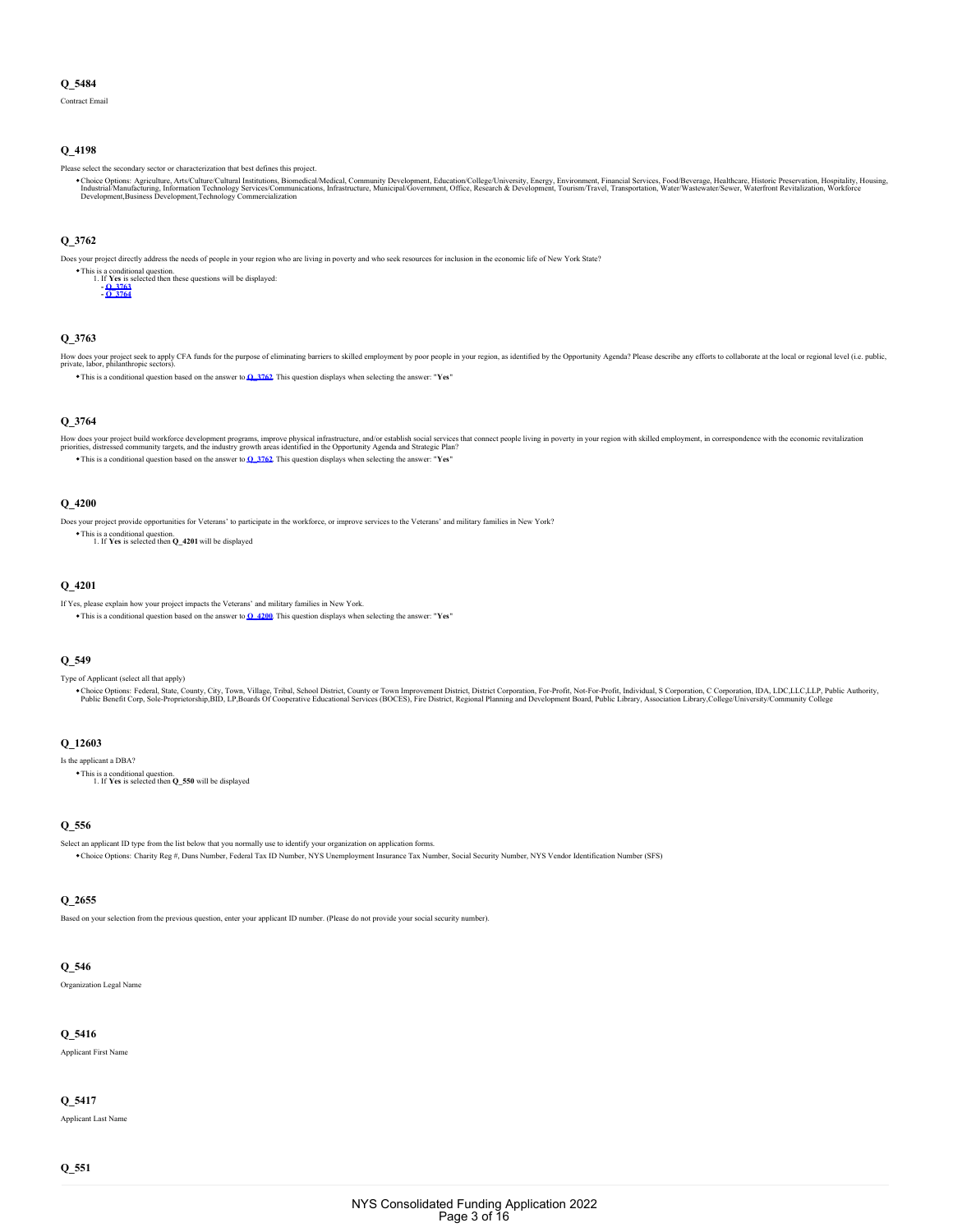### Q_5484

Contract Email

### Q_4198

Please select the secondary sector or characterization that best defines this project.

- Choice Options: Agriculture, Arts/Culture/Cultural Institutions, Biomedical/Medical, Community Development, Education/College/University, Energy, Environment, Financial Services, Food/Beverage, Healthcare, Historic Preservation, Hospitality, Housing, Industrial/Manufacturing, Information Technology Services/Communications, Infrastructure, Municipal/Government, Office, Research & Development, Tourism/Travel, Transportation, Water/Wastewater/Sewer, Waterfront Revitalization, Workforce Development,Business Development,Technology Commercialization

### Q_3762

Does your project directly address the needs of people in your region who are living in poverty and who seek resources for inclusion in the economic life of New York State?

- This is a conditional question.
  1. If **Yes** is selected then these questions will be displayed:
     - Q_3763
     - Q_3764

### Q_3763

How does your project seek to apply CFA funds for the purpose of eliminating barriers to skilled employment by poor people in your region, as identified by the Opportunity Agenda? Please describe any efforts to collaborate at the local or regional level (i.e. public, private, labor, philanthropic sectors).

- This is a conditional question based on the answer to Q_3762. This question displays when selecting the answer: "**Yes**"

### Q_3764

How does your project build workforce development programs, improve physical infrastructure, and/or establish social services that connect people living in poverty in your region with skilled employment, in correspondence with the economic revitalization priorities, distressed community targets, and the industry growth areas identified in the Opportunity Agenda and Strategic Plan?

- This is a conditional question based on the answer to Q_3762. This question displays when selecting the answer: "**Yes**"

### Q_4200

Does your project provide opportunities for Veterans' to participate in the workforce, or improve services to the Veterans' and military families in New York?

- This is a conditional question.
  1. If **Yes** is selected then **Q_4201** will be displayed

### Q_4201

If Yes, please explain how your project impacts the Veterans' and military families in New York.

- This is a conditional question based on the answer to Q_4200. This question displays when selecting the answer: "**Yes**"

### Q_549

Type of Applicant (select all that apply)

- Choice Options: Federal, State, County, City, Town, Village, Tribal, School District, County or Town Improvement District, District Corporation, For-Profit, Not-For-Profit, Individual, S Corporation, C Corporation, IDA, LDC,LLC,LLP, Public Authority, Public Benefit Corp, Sole-Proprietorship,BID, LP,Boards Of Cooperative Educational Services (BOCES), Fire District, Regional Planning and Development Board, Public Library, Association Library,College/University/Community College

### Q_12603

Is the applicant a DBA?

- This is a conditional question.
  1. If **Yes** is selected then **Q_550** will be displayed

### Q_556

Select an applicant ID type from the list below that you normally use to identify your organization on application forms.

- Choice Options: Charity Reg #, Duns Number, Federal Tax ID Number, NYS Unemployment Insurance Tax Number, Social Security Number, NYS Vendor Identification Number (SFS)

### Q_2655

Based on your selection from the previous question, enter your applicant ID number. (Please do not provide your social security number).

### Q_546

Organization Legal Name

### Q_5416

Applicant First Name

### Q_5417

Applicant Last Name

### Q_551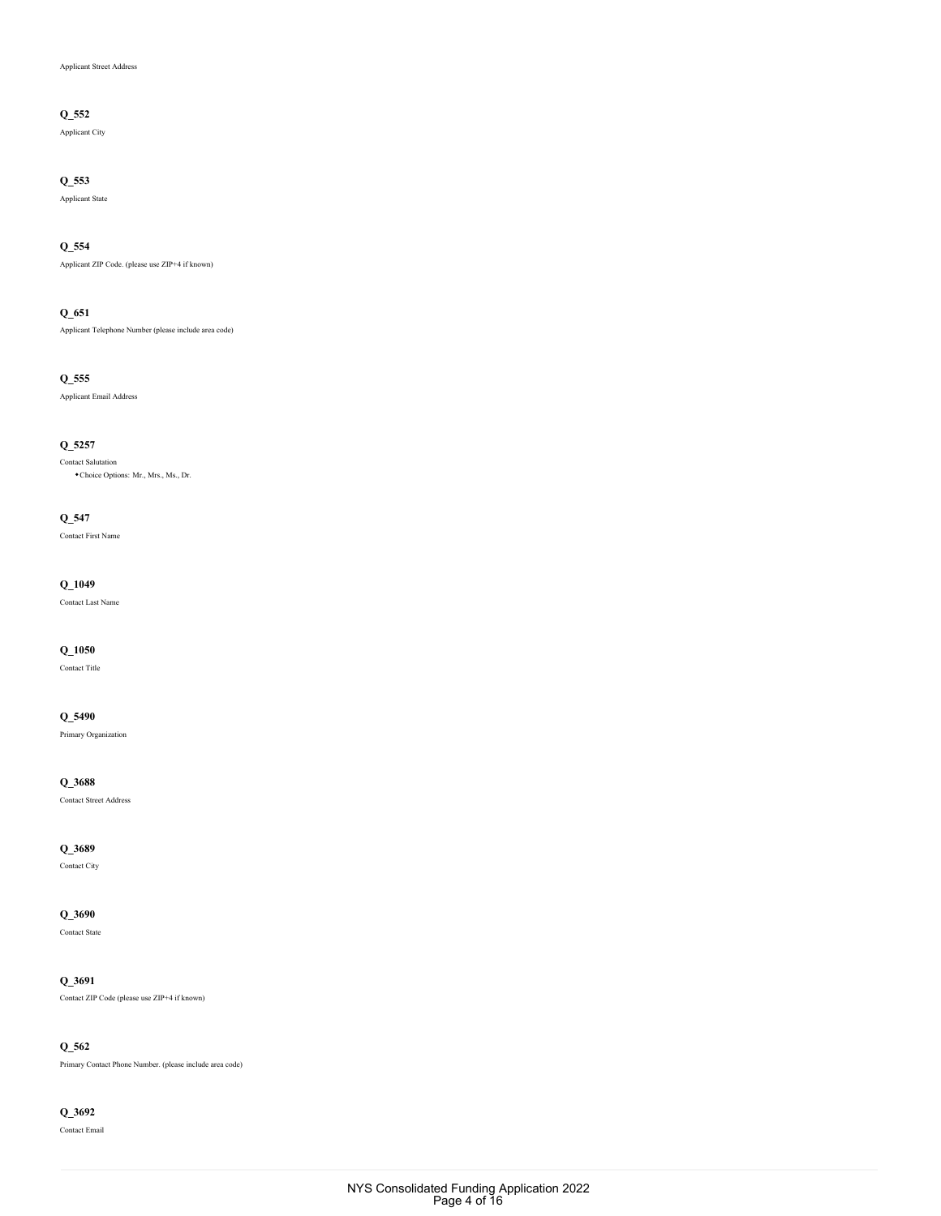Applicant Street Address

**Q_552**

Applicant City

**Q_553**

Applicant State

**Q_554**

Applicant ZIP Code. (please use ZIP+4 if known)

**Q_651**

Applicant Telephone Number (please include area code)

**Q_555**

Applicant Email Address

**Q_5257**

Contact Salutation

- Choice Options: Mr., Mrs., Ms., Dr.

**Q_547**

Contact First Name

**Q_1049**

Contact Last Name

**Q_1050**

Contact Title

**Q_5490**

Primary Organization

**Q_3688**

Contact Street Address

**Q_3689**

Contact City

**Q_3690**

Contact State

**Q_3691**

Contact ZIP Code (please use ZIP+4 if known)

**Q_562**

Primary Contact Phone Number. (please include area code)

**Q_3692**

Contact Email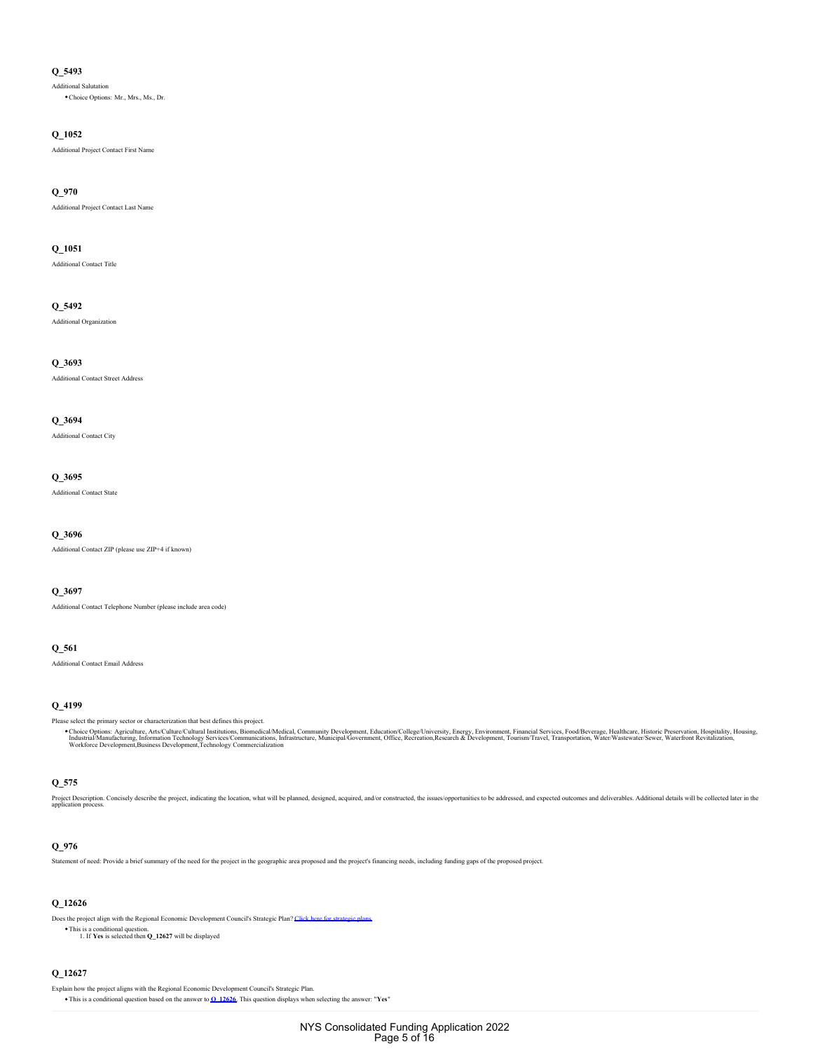### Q_5493

Additional Salutation

- Choice Options: Mr., Mrs., Ms., Dr.

### Q_1052

Additional Project Contact First Name

### Q_970

Additional Project Contact Last Name

### Q_1051

Additional Contact Title

### Q_5492

Additional Organization

### Q_3693

Additional Contact Street Address

### Q_3694

Additional Contact City

### Q_3695

Additional Contact State

### Q_3696

Additional Contact ZIP (please use ZIP+4 if known)

### Q_3697

Additional Contact Telephone Number (please include area code)

### Q_561

Additional Contact Email Address

### Q_4199

Please select the primary sector or characterization that best defines this project.

- Choice Options: Agriculture, Arts/Culture/Cultural Institutions, Biomedical/Medical, Community Development, Education/College/University, Energy, Environment, Financial Services, Food/Beverage, Healthcare, Historic Preservation, Hospitality, Housing, Industrial/Manufacturing, Information Technology Services/Communications, Infrastructure, Municipal/Government, Office, Recreation,Research & Development, Tourism/Travel, Transportation, Water/Wastewater/Sewer, Waterfront Revitalization, Workforce Development,Business Development,Technology Commercialization

### Q_575

Project Description. Concisely describe the project, indicating the location, what will be planned, designed, acquired, and/or constructed, the issues/opportunities to be addressed, and expected outcomes and deliverables. Additional details will be collected later in the application process.

### Q_976

Statement of need: Provide a brief summary of the need for the project in the geographic area proposed and the project's financing needs, including funding gaps of the proposed project.

### Q_12626

Does the project align with the Regional Economic Development Council's Strategic Plan? Click here for strategic plans.

- This is a conditional question.
  1. If **Yes** is selected then **Q_12627** will be displayed

### Q_12627

Explain how the project aligns with the Regional Economic Development Council's Strategic Plan.

- This is a conditional question based on the answer to **Q_12626**. This question displays when selecting the answer: "**Yes**"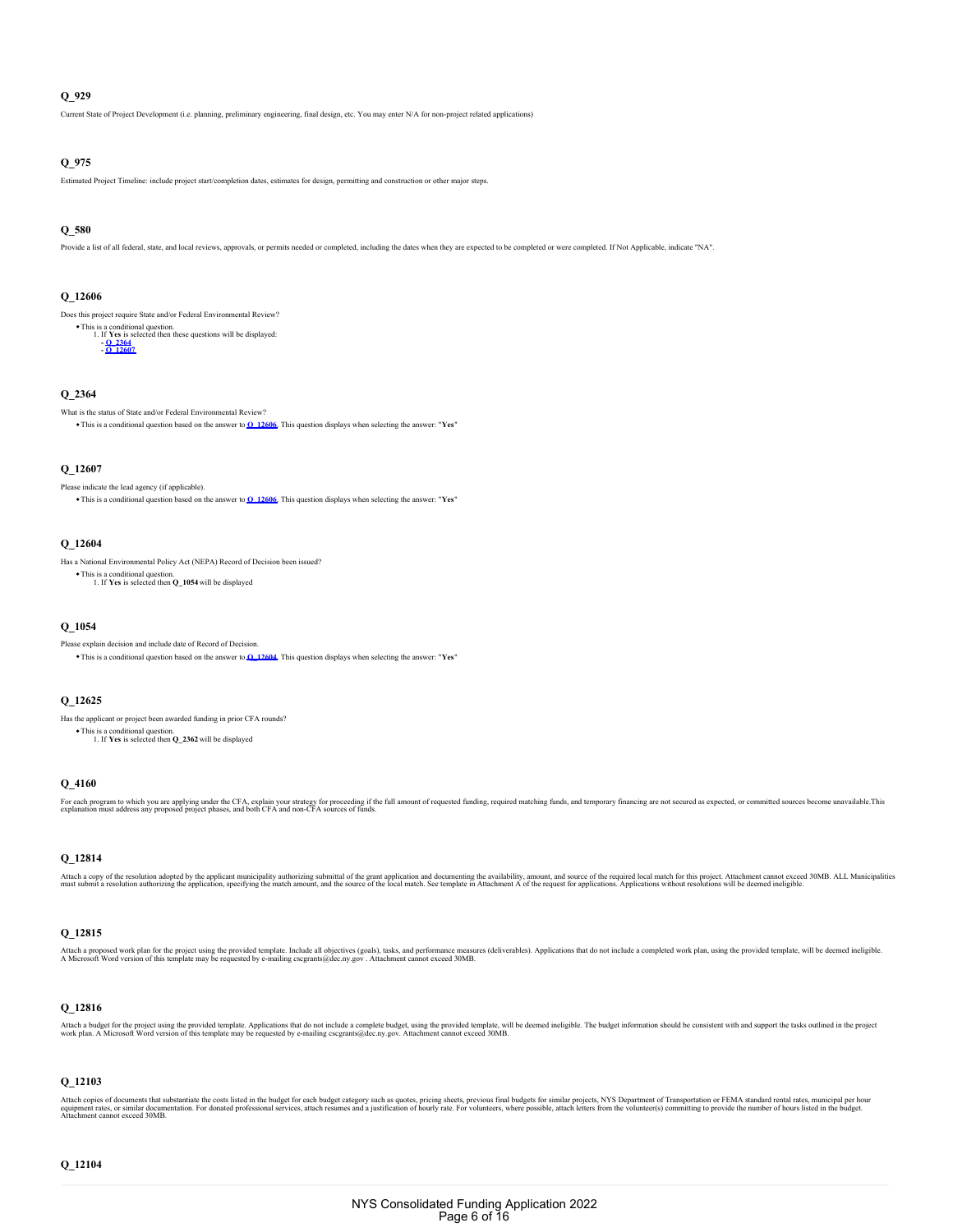### Q_929

Current State of Project Development (i.e. planning, preliminary engineering, final design, etc. You may enter N/A for non-project related applications)

### Q_975

Estimated Project Timeline: include project start/completion dates, estimates for design, permitting and construction or other major steps.

### Q_580

Provide a list of all federal, state, and local reviews, approvals, or permits needed or completed, including the dates when they are expected to be completed or were completed. If Not Applicable, indicate "NA".

### Q_12606

Does this project require State and/or Federal Environmental Review?

- This is a conditional question.
  1. If **Yes** is selected then these questions will be displayed:
     - Q_2364
     - Q_12607

### Q_2364

What is the status of State and/or Federal Environmental Review?

- This is a conditional question based on the answer to Q_12606. This question displays when selecting the answer: "**Yes**"

### Q_12607

Please indicate the lead agency (if applicable).

- This is a conditional question based on the answer to Q_12606. This question displays when selecting the answer: "**Yes**"

### Q_12604

Has a National Environmental Policy Act (NEPA) Record of Decision been issued?

- This is a conditional question.
  1. If **Yes** is selected then **Q_1054** will be displayed

### Q_1054

Please explain decision and include date of Record of Decision.

- This is a conditional question based on the answer to Q_12604. This question displays when selecting the answer: "**Yes**"

### Q_12625

Has the applicant or project been awarded funding in prior CFA rounds?

- This is a conditional question.
  1. If **Yes** is selected then **Q_2362** will be displayed

### Q_4160

For each program to which you are applying under the CFA, explain your strategy for proceeding if the full amount of requested funding, required matching funds, and temporary financing are not secured as expected, or committed sources become unavailable.This explanation must address any proposed project phases, and both CFA and non-CFA sources of funds.

### Q_12814

Attach a copy of the resolution adopted by the applicant municipality authorizing submittal of the grant application and documenting the availability, amount, and source of the required local match for this project. Attachment cannot exceed 30MB. ALL Municipalities must submit a resolution authorizing the application, specifying the match amount, and the source of the local match. See template in Attachment A of the request for applications. Applications without resolutions will be deemed ineligible.

### Q_12815

Attach a proposed work plan for the project using the provided template. Include all objectives (goals), tasks, and performance measures (deliverables). Applications that do not include a completed work plan, using the provided template, will be deemed ineligible. A Microsoft Word version of this template may be requested by e-mailing cscgrants@dec.ny.gov . Attachment cannot exceed 30MB.

### Q_12816

Attach a budget for the project using the provided template. Applications that do not include a complete budget, using the provided template, will be deemed ineligible. The budget information should be consistent with and support the tasks outlined in the project work plan. A Microsoft Word version of this template may be requested by e-mailing cscgrants@dec.ny.gov. Attachment cannot exceed 30MB.

### Q_12103

Attach copies of documents that substantiate the costs listed in the budget for each budget category such as quotes, pricing sheets, previous final budgets for similar projects, NYS Department of Transportation or FEMA standard rental rates, municipal per hour equipment rates, or similar documentation. For donated professional services, attach resumes and a justification of hourly rate. For volunteers, where possible, attach letters from the volunteer(s) committing to provide the number of hours listed in the budget. Attachment cannot exceed 30MB.

### Q_12104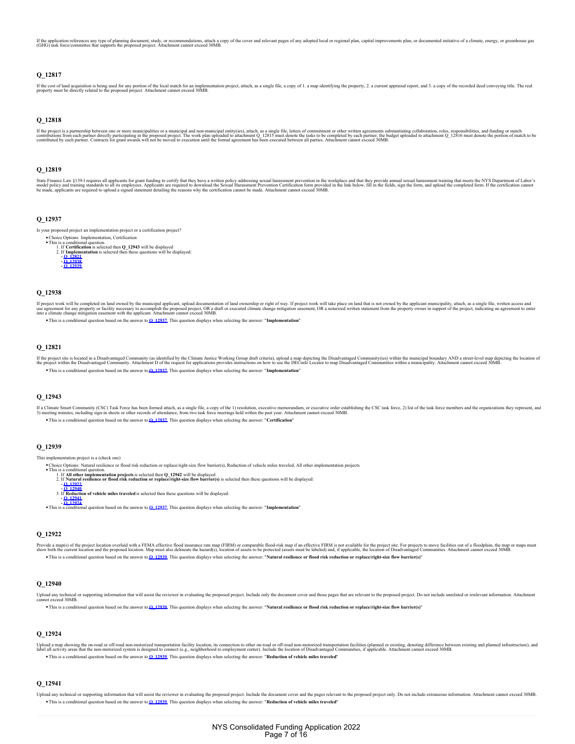If the application references any type of planning document, study, or recommendations, attach a copy of the cover and relevant pages of any adopted local or regional plan, capital improvements plan, or documented initiative of a climate, energy, or greenhouse gas (GHG) task force/committee that supports the proposed project. Attachment cannot exceed 30MB.

## Q_12817

If the cost of land acquisition is being used for any portion of the local match for an implementation project, attach, as a single file, a copy of 1. a map identifying the property, 2. a current appraisal report, and 3. a copy of the recorded deed conveying title. The real property must be directly related to the proposed project. Attachment cannot exceed 30MB.

## Q_12818

If the project is a partnership between one or more municipalities or a municipal and non-municipal entity(ies), attach, as a single file, letters of commitment or other written agreements substantiating collaboration, roles, responsibilities, and funding or match contributions from each partner directly participating in the proposed project. The work plan uploaded to attachment Q_12815 must denote the tasks to be completed by each partner; the budget uploaded to attachment Q_12816 must denote the portion of match to be contributed by each partner. Contracts for grant awards will not be moved to execution until the formal agreement has been executed between all parties. Attachment cannot exceed 30MB.

## Q_12819

State Finance Law §139-l requires all applicants for grant funding to certify that they have a written policy addressing sexual harassment prevention in the workplace and that they provide annual sexual harassment training that meets the NYS Department of Labor's model policy and training standards to all its employees. Applicants are required to download the Sexual Harassment Prevention Certification form provided in the link below, fill in the fields, sign the form, and upload the completed form. If the certification cannot be made, applicants are required to upload a signed statement detailing the reasons why the certification cannot be made. Attachment cannot exceed 30MB.

## Q_12937

Is your proposed project an implementation project or a certification project?

- Choice Options: Implementation, Certification
- This is a conditional question.
  1. If **Certification** is selected then **Q_12943** will be displayed
  2. If **Implementation** is selected then these questions will be displayed:
     - Q_12821
     - Q_12938
     - Q_12939

## Q_12938

If project work will be completed on land owned by the municipal applicant, upload documentation of land ownership or right of way. If project work will take place on land that is not owned by the applicant municipality, attach, as a single file, written access and use agreement for any property or facility necessary to accomplish the proposed project, OR a draft or executed climate change mitigation easement, OR a notarized written statement from the property owner in support of the project, indicating an agreement to enter into a climate change mitigation easement with the applicant. Attachment cannot exceed 30MB.

- This is a conditional question based on the answer to Q_12937. This question displays when selecting the answer: "**Implementation**"

## Q_12821

If the project site is located in a Disadvantaged Community (as identified by the Climate Justice Working Group draft criteria), upload a map depicting the Disadvantaged Community(ies) within the municipal boundary AND a street-level map depicting the location of the project within the Disadvantaged Community. Attachment D of the request for applications provides instructions on how to use the DECinfo Locator to map Disadvantaged Communities within a municipality. Attachment cannot exceed 30MB.

- This is a conditional question based on the answer to Q_12937. This question displays when selecting the answer: "**Implementation**"

## Q_12943

If a Climate Smart Community (CSC) Task Force has been formed attach, as a single file, a copy of the 1) resolution, executive memorandum, or executive order establishing the CSC task force, 2) list of the task force members and the organizations they represent, and 3) meeting minutes, including sign-in sheets or other records of attendance, from two task force meetings held within the past year. Attachment cannot exceed 30MB.

- This is a conditional question based on the answer to Q_12937. This question displays when selecting the answer: "**Certification**"

## Q_12939

This implementation project is a (check one)

- Choice Options: Natural resilience or flood risk reduction or replace/right-size flow barrier(s), Reduction of vehicle miles traveled, All other implementation projects
- This is a conditional question.
  1. If **All other implementation projects** is selected then **Q_12942** will be displayed
  2. If **Natural resilience or flood risk reduction or replace/right-size flow barrier(s)** is selected then these questions will be displayed:
     - Q_12922
     - Q_12940
  3. If **Reduction of vehicle miles traveled** is selected then these questions will be displayed:
     - Q_12941
     - Q_12924
- This is a conditional question based on the answer to Q_12937. This question displays when selecting the answer: "**Implementation**"

## Q_12922

Provide a map(s) of the project location overlaid with a FEMA effective flood insurance rate map (FIRM) or comparable flood-risk map if an effective FIRM is not available for the project site. For projects to move facilities out of a floodplain, the map or maps must show both the current location and the proposed location. Map must also delineate the hazard(s), location of assets to be protected (assets must be labeled) and, if applicable, the location of Disadvantaged Communities. Attachment cannot exceed 30MB.

- This is a conditional question based on the answer to Q_12939. This question displays when selecting the answer: "**Natural resilience or flood risk reduction or replace/right-size flow barrier(s)**"

## Q_12940

Upload any technical or supporting information that will assist the reviewer in evaluating the proposed project. Include only the document cover and those pages that are relevant to the proposed project. Do not include unrelated or irrelevant information. Attachment cannot exceed 30MB.

- This is a conditional question based on the answer to Q_12939. This question displays when selecting the answer: "**Natural resilience or flood risk reduction or replace/right-size flow barrier(s)**"

## Q_12924

Upload a map showing the on-road or off-road non-motorized transportation facility location, its connection to other on-road or off-road non-motorized transportation facilities (planned or existing, denoting difference between existing and planned infrastructure), and label all activity areas that the non-motorized system is designed to connect (e.g., neighborhood to employment center). Include the location of Disadvantaged Communities, if applicable. Attachment cannot exceed 30MB.

- This is a conditional question based on the answer to Q_12939. This question displays when selecting the answer: "**Reduction of vehicle miles traveled**"

## Q_12941

Upload any technical or supporting information that will assist the reviewer in evaluating the proposed project. Include the document cover and the pages relevant to the proposed project only. Do not include extraneous information. Attachment cannot exceed 30MB.

- This is a conditional question based on the answer to Q_12939. This question displays when selecting the answer: "**Reduction of vehicle miles traveled**"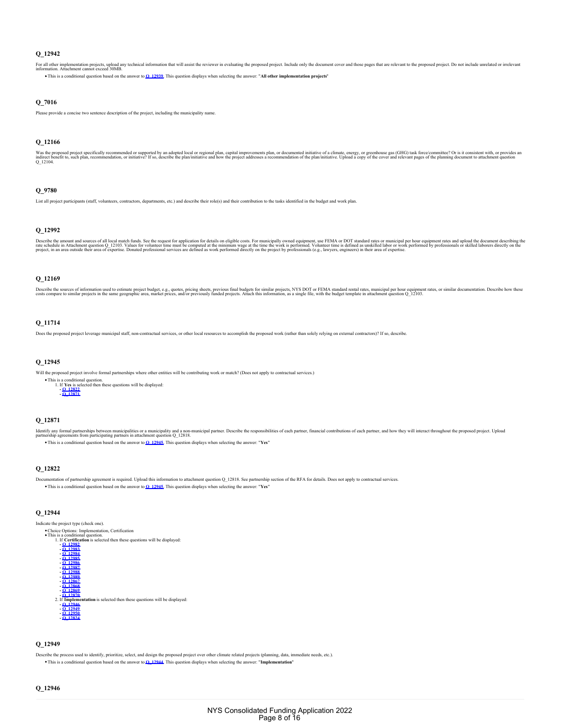### Q_12942

For all other implementation projects, upload any technical information that will assist the reviewer in evaluating the proposed project. Include only the document cover and those pages that are relevant to the proposed project. Do not include unrelated or irrelevant information. Attachment cannot exceed 30MB.

- This is a conditional question based on the answer to **Q_12939**. This question displays when selecting the answer: "**All other implementation projects**"

### Q_7016

Please provide a concise two sentence description of the project, including the municipality name.

### Q_12166

Was the proposed project specifically recommended or supported by an adopted local or regional plan, capital improvements plan, or documented initiative of a climate, energy, or greenhouse gas (GHG) task force/committee? Or is it consistent with, or provides an indirect benefit to, such plan, recommendation, or initiative? If so, describe the plan/initiative and how the project addresses a recommendation of the plan/initiative. Upload a copy of the cover and relevant pages of the planning document to attachment question Q_12104.

### Q_9780

List all project participants (staff, volunteers, contractors, departments, etc.) and describe their role(s) and their contribution to the tasks identified in the budget and work plan.

### Q_12992

Describe the amount and sources of all local match funds. See the request for application for details on eligible costs. For municipally owned equipment, use FEMA or DOT standard rates or municipal per hour equipment rates and upload the document describing the rate schedule in Attachment question Q_12103. Values for volunteer time must be computed at the minimum wage at the time the work is performed. Volunteer time is defined as unskilled labor or work performed by professionals or skilled laborers directly on the project, in an area outside their area of expertise. Donated professional services are defined as work performed directly on the project by professionals (e.g., lawyers, engineers) in their area of expertise.

### Q_12169

Describe the sources of information used to estimate project budget, e.g., quotes, pricing sheets, previous final budgets for similar projects, NYS DOT or FEMA standard rental rates, municipal per hour equipment rates, or similar documentation. Describe how these costs compare to similar projects in the same geographic area, market prices, and/or previously funded projects. Attach this information, as a single file, with the budget template in attachment question Q_12103.

### Q_11714

Does the proposed project leverage municipal staff, non-contractual services, or other local resources to accomplish the proposed work (rather than solely relying on external contractors)? If so, describe.

### Q_12945

Will the proposed project involve formal partnerships where other entities will be contributing work or match? (Does not apply to contractual services.)

- This is a conditional question.
  1. If **Yes** is selected then these questions will be displayed:
     - **Q_12822**
     - **Q_12871**

### Q_12871

Identify any formal partnerships between municipalities or a municipality and a non-municipal partner. Describe the responsibilities of each partner, financial contributions of each partner, and how they will interact throughout the proposed project. Upload partnership agreements from participating partners in attachment question Q_12818.

- This is a conditional question based on the answer to **Q_12945**. This question displays when selecting the answer: "**Yes**"

### Q_12822

Documentation of partnership agreement is required. Upload this information to attachment question Q_12818. See partnership section of the RFA for details. Does not apply to contractual services.

- This is a conditional question based on the answer to **Q_12945**. This question displays when selecting the answer: "**Yes**"

### Q_12944

Indicate the project type (check one).

- Choice Options: Implementation, Certification
- This is a conditional question.
  1. If **Certification** is selected then these questions will be displayed:
     - **Q_12982**
     - **Q_12983**
     - **Q_12984**
     - **Q_12985**
     - **Q_12986**
     - **Q_12987**
     - **Q_12988**
     - **Q_12989**
     - **Q_12867**
     - **Q_12868**
     - **Q_12869**
     - **Q_12870**
  2. If **Implementation** is selected then these questions will be displayed:
     - **Q_12946**
     - **Q_12949**
     - **Q_12950**
     - **Q_12824**

### Q_12949

Describe the process used to identify, prioritize, select, and design the proposed project over other climate related projects (planning, data, immediate needs, etc.).

- This is a conditional question based on the answer to **Q_12944**. This question displays when selecting the answer: "**Implementation**"

### Q_12946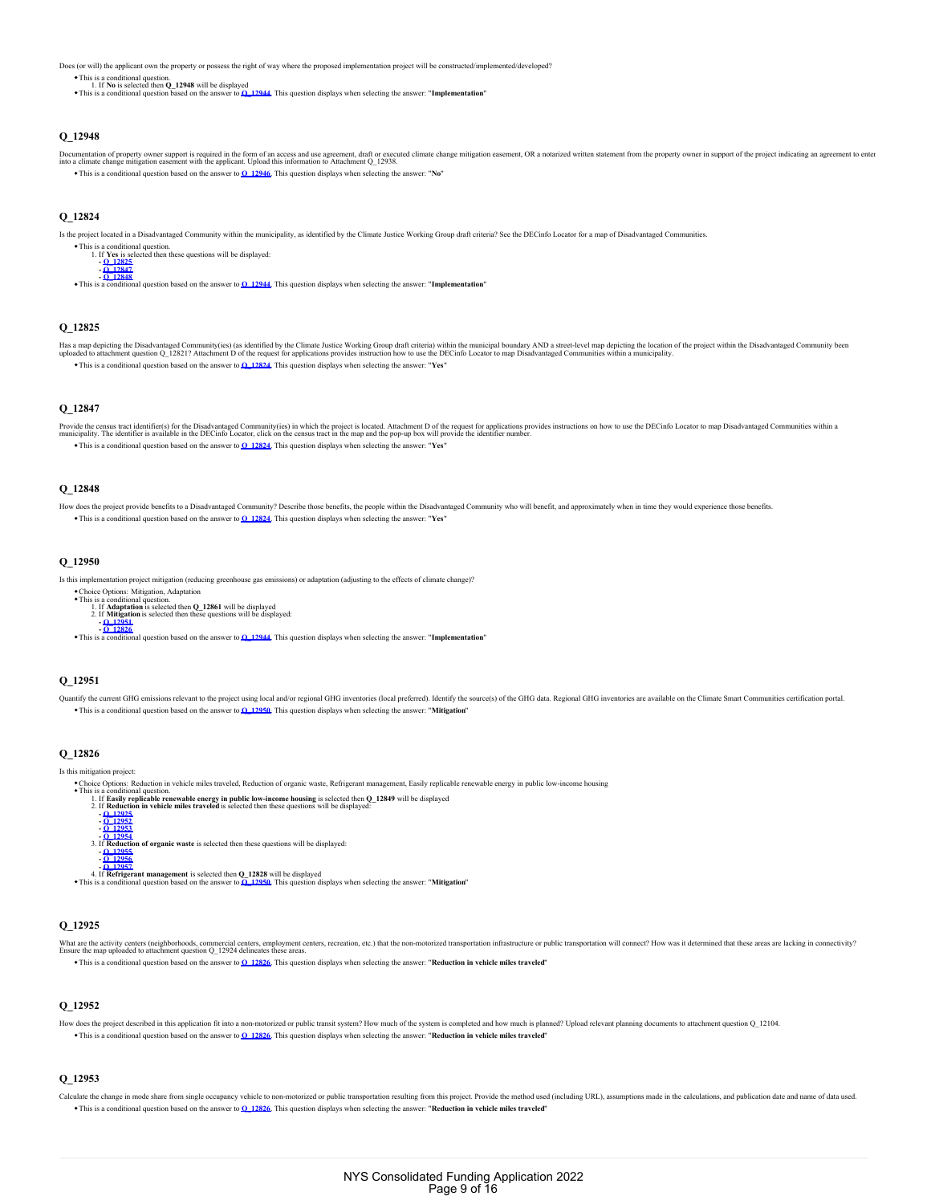Does (or will) the applicant own the property or possess the right of way where the proposed implementation project will be constructed/implemented/developed?

- This is a conditional question.
  1. If **No** is selected then **Q_12948** will be displayed
- This is a conditional question based on the answer to **Q_12944**. This question displays when selecting the answer: "**Implementation**"

## Q_12948

Documentation of property owner support is required in the form of an access and use agreement, draft or executed climate change mitigation easement, OR a notarized written statement from the property owner in support of the project indicating an agreement to enter into a climate change mitigation easement with the applicant. Upload this information to Attachment Q_12938.

- This is a conditional question based on the answer to **Q_12946**. This question displays when selecting the answer: "**No**"

## Q_12824

Is the project located in a Disadvantaged Community within the municipality, as identified by the Climate Justice Working Group draft criteria? See the DECinfo Locator for a map of Disadvantaged Communities.

- This is a conditional question.
  1. If **Yes** is selected then these questions will be displayed:
     - **Q_12825**
     - **Q_12847**
     - **Q_12848**
- This is a conditional question based on the answer to **Q_12944**. This question displays when selecting the answer: "**Implementation**"

## Q_12825

Has a map depicting the Disadvantaged Community(ies) (as identified by the Climate Justice Working Group draft criteria) within the municipal boundary AND a street-level map depicting the location of the project within the Disadvantaged Community been uploaded to attachment question Q_12821? Attachment D of the request for applications provides instruction how to use the DECinfo Locator to map Disadvantaged Communities within a municipality.

- This is a conditional question based on the answer to **Q_12824**. This question displays when selecting the answer: "**Yes**"

## Q_12847

Provide the census tract identifier(s) for the Disadvantaged Community(ies) in which the project is located. Attachment D of the request for applications provides instructions on how to use the DECinfo Locator to map Disadvantaged Communities within a municipality. The identifier is available in the DECinfo Locator, click on the census tract in the map and the pop-up box will provide the identifier number.

- This is a conditional question based on the answer to **Q_12824**. This question displays when selecting the answer: "**Yes**"

## Q_12848

How does the project provide benefits to a Disadvantaged Community? Describe those benefits, the people within the Disadvantaged Community who will benefit, and approximately when in time they would experience those benefits.

- This is a conditional question based on the answer to **Q_12824**. This question displays when selecting the answer: "**Yes**"

## Q_12950

Is this implementation project mitigation (reducing greenhouse gas emissions) or adaptation (adjusting to the effects of climate change)?

- Choice Options: Mitigation, Adaptation
- This is a conditional question.
  1. If **Adaptation** is selected then **Q_12861** will be displayed
  2. If **Mitigation** is selected then these questions will be displayed:
     - **Q_12951**
     - **Q_12826**
- This is a conditional question based on the answer to **Q_12944**. This question displays when selecting the answer: "**Implementation**"

## Q_12951

Quantify the current GHG emissions relevant to the project using local and/or regional GHG inventories (local preferred). Identify the source(s) of the GHG data. Regional GHG inventories are available on the Climate Smart Communities certification portal.

- This is a conditional question based on the answer to **Q_12950**. This question displays when selecting the answer: "**Mitigation**"

## Q_12826

Is this mitigation project:

- Choice Options: Reduction in vehicle miles traveled, Reduction of organic waste, Refrigerant management, Easily replicable renewable energy in public low-income housing
- This is a conditional question.
  1. If **Easily replicable renewable energy in public low-income housing** is selected then **Q_12849** will be displayed
  2. If **Reduction in vehicle miles traveled** is selected then these questions will be displayed:
     - **Q_12925**
     - **Q_12952**
     - **Q_12953**
     - **Q_12954**
  3. If **Reduction of organic waste** is selected then these questions will be displayed:
     - **Q_12955**
     - **Q_12956**
     - **Q_12957**
  4. If **Refrigerant management** is selected then **Q_12828** will be displayed
- This is a conditional question based on the answer to **Q_12950**. This question displays when selecting the answer: "**Mitigation**"

## Q_12925

What are the activity centers (neighborhoods, commercial centers, employment centers, recreation, etc.) that the non-motorized transportation infrastructure or public transportation will connect? How was it determined that these areas are lacking in connectivity? Ensure the map uploaded to attachment question Q_12924 delineates these areas.

- This is a conditional question based on the answer to **Q_12826**. This question displays when selecting the answer: "**Reduction in vehicle miles traveled**"

## Q_12952

How does the project described in this application fit into a non-motorized or public transit system? How much of the system is completed and how much is planned? Upload relevant planning documents to attachment question Q_12104.

- This is a conditional question based on the answer to **Q_12826**. This question displays when selecting the answer: "**Reduction in vehicle miles traveled**"

## Q_12953

Calculate the change in mode share from single occupancy vehicle to non-motorized or public transportation resulting from this project. Provide the method used (including URL), assumptions made in the calculations, and publication date and name of data used.

- This is a conditional question based on the answer to **Q_12826**. This question displays when selecting the answer: "**Reduction in vehicle miles traveled**"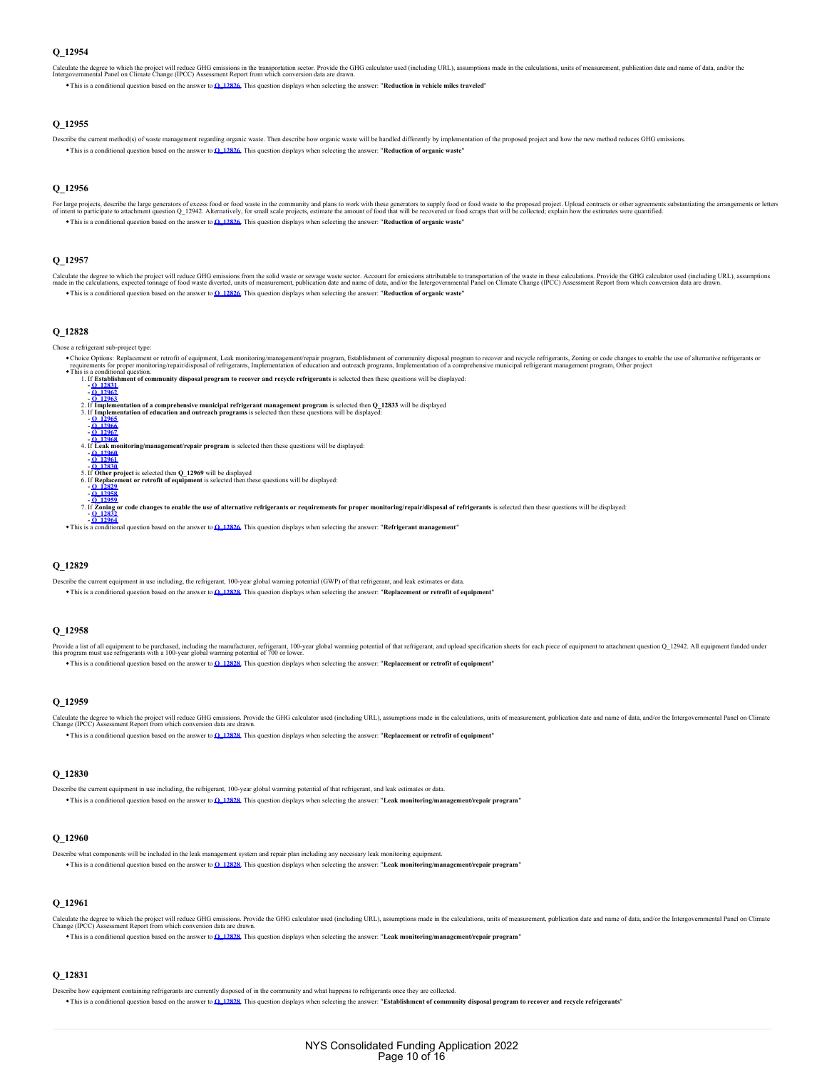## Q_12954

Calculate the degree to which the project will reduce GHG emissions in the transportation sector. Provide the GHG calculator used (including URL), assumptions made in the calculations, units of measurement, publication date and name of data, and/or the Intergovernmental Panel on Climate Change (IPCC) Assessment Report from which conversion data are drawn.

- This is a conditional question based on the answer to **Q_12826**. This question displays when selecting the answer: "**Reduction in vehicle miles traveled**"

## Q_12955

Describe the current method(s) of waste management regarding organic waste. Then describe how organic waste will be handled differently by implementation of the proposed project and how the new method reduces GHG emissions.

- This is a conditional question based on the answer to **Q_12826**. This question displays when selecting the answer: "**Reduction of organic waste**"

## Q_12956

For large projects, describe the large generators of excess food or food waste in the community and plans to work with these generators to supply food or food waste to the proposed project. Upload contracts or other agreements substantiating the arrangements or letters of intent to participate to attachment question Q_12942. Alternatively, for small scale projects, estimate the amount of food that will be recovered or food scraps that will be collected; explain how the estimates were quantified.

- This is a conditional question based on the answer to **Q_12826**. This question displays when selecting the answer: "**Reduction of organic waste**"

## Q_12957

Calculate the degree to which the project will reduce GHG emissions from the solid waste or sewage waste sector. Account for emissions attributable to transportation of the waste in these calculations. Provide the GHG calculator used (including URL), assumptions made in the calculations, expected tonnage of food waste diverted, units of measurement, publication date and name of data, and/or the Intergovernmental Panel on Climate Change (IPCC) Assessment Report from which conversion data are drawn.

- This is a conditional question based on the answer to **Q_12826**. This question displays when selecting the answer: "**Reduction of organic waste**"

## Q_12828

Chose a refrigerant sub-project type:

- Choice Options: Replacement or retrofit of equipment, Leak monitoring/management/repair program, Establishment of community disposal program to recover and recycle refrigerants, Zoning or code changes to enable the use of alternative refrigerants or requirements for proper monitoring/repair/disposal of refrigerants, Implementation of education and outreach programs, Implementation of a comprehensive municipal refrigerant management program, Other project
- This is a conditional question.
  1. If **Establishment of community disposal program to recover and recycle refrigerants** is selected then these questions will be displayed:
     - **Q_12831**
     - **Q_12962**
     - **Q_12963**
  2. If **Implementation of a comprehensive municipal refrigerant management program** is selected then **Q_12833** will be displayed
  3. If **Implementation of education and outreach programs** is selected then these questions will be displayed:
     - **Q_12965**
     - **Q_12966**
     - **Q_12967**
     - **Q_12968**
  4. If **Leak monitoring/management/repair program** is selected then these questions will be displayed:
     - **Q_12960**
     - **Q_12961**
     - **Q_12830**
  5. If **Other project** is selected then **Q_12969** will be displayed
  6. If **Replacement or retrofit of equipment** is selected then these questions will be displayed:
     - **Q_12829**
     - **Q_12958**
     - **Q_12959**
  7. If **Zoning or code changes to enable the use of alternative refrigerants or requirements for proper monitoring/repair/disposal of refrigerants** is selected then these questions will be displayed:
     - **Q_12832**
     - **Q_12964**
- This is a conditional question based on the answer to **Q_12826**. This question displays when selecting the answer: "**Refrigerant management**"

## Q_12829

Describe the current equipment in use including, the refrigerant, 100-year global warming potential (GWP) of that refrigerant, and leak estimates or data.

- This is a conditional question based on the answer to **Q_12828**. This question displays when selecting the answer: "**Replacement or retrofit of equipment**"

## Q_12958

Provide a list of all equipment to be purchased, including the manufacturer, refrigerant, 100-year global warming potential of that refrigerant, and upload specification sheets for each piece of equipment to attachment question Q_12942. All equipment funded under this program must use refrigerants with a 100-year global warming potential of 700 or lower.

- This is a conditional question based on the answer to **Q_12828**. This question displays when selecting the answer: "**Replacement or retrofit of equipment**"

## Q_12959

Calculate the degree to which the project will reduce GHG emissions. Provide the GHG calculator used (including URL), assumptions made in the calculations, units of measurement, publication date and name of data, and/or the Intergovernmental Panel on Climate Change (IPCC) Assessment Report from which conversion data are drawn.

- This is a conditional question based on the answer to **Q_12828**. This question displays when selecting the answer: "**Replacement or retrofit of equipment**"

## Q_12830

Describe the current equipment in use including, the refrigerant, 100-year global warming potential of that refrigerant, and leak estimates or data.

- This is a conditional question based on the answer to **Q_12828**. This question displays when selecting the answer: "**Leak monitoring/management/repair program**"

## Q_12960

Describe what components will be included in the leak management system and repair plan including any necessary leak monitoring equipment.

- This is a conditional question based on the answer to **Q_12828**. This question displays when selecting the answer: "**Leak monitoring/management/repair program**"

## Q_12961

Calculate the degree to which the project will reduce GHG emissions. Provide the GHG calculator used (including URL), assumptions made in the calculations, units of measurement, publication date and name of data, and/or the Intergovernmental Panel on Climate Change (IPCC) Assessment Report from which conversion data are drawn.

- This is a conditional question based on the answer to **Q_12828**. This question displays when selecting the answer: "**Leak monitoring/management/repair program**"

## Q_12831

Describe how equipment containing refrigerants are currently disposed of in the community and what happens to refrigerants once they are collected.

- This is a conditional question based on the answer to **Q_12828**. This question displays when selecting the answer: "**Establishment of community disposal program to recover and recycle refrigerants**"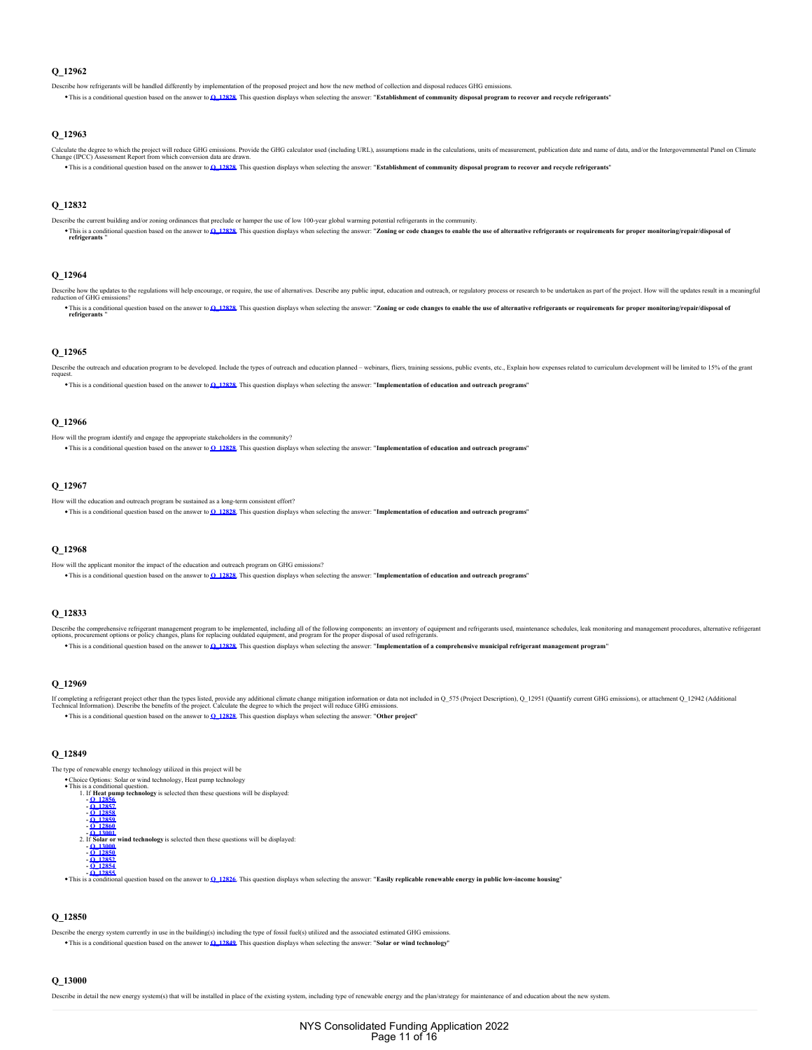### Q_12962

Describe how refrigerants will be handled differently by implementation of the proposed project and how the new method of collection and disposal reduces GHG emissions.

- This is a conditional question based on the answer to **Q_12828**. This question displays when selecting the answer: "**Establishment of community disposal program to recover and recycle refrigerants**"

### Q_12963

Calculate the degree to which the project will reduce GHG emissions. Provide the GHG calculator used (including URL), assumptions made in the calculations, units of measurement, publication date and name of data, and/or the Intergovernmental Panel on Climate Change (IPCC) Assessment Report from which conversion data are drawn.

- This is a conditional question based on the answer to **Q_12828**. This question displays when selecting the answer: "**Establishment of community disposal program to recover and recycle refrigerants**"

### Q_12832

Describe the current building and/or zoning ordinances that preclude or hamper the use of low 100-year global warming potential refrigerants in the community.

- This is a conditional question based on the answer to **Q_12828**. This question displays when selecting the answer: "**Zoning or code changes to enable the use of alternative refrigerants or requirements for proper monitoring/repair/disposal of refrigerants** "

### Q_12964

Describe how the updates to the regulations will help encourage, or require, the use of alternatives. Describe any public input, education and outreach, or regulatory process or research to be undertaken as part of the project. How will the updates result in a meaningful reduction of GHG emissions?

- This is a conditional question based on the answer to **Q_12828**. This question displays when selecting the answer: "**Zoning or code changes to enable the use of alternative refrigerants or requirements for proper monitoring/repair/disposal of refrigerants** "

### Q_12965

Describe the outreach and education program to be developed. Include the types of outreach and education planned – webinars, fliers, training sessions, public events, etc., Explain how expenses related to curriculum development will be limited to 15% of the grant request.

- This is a conditional question based on the answer to **Q_12828**. This question displays when selecting the answer: "**Implementation of education and outreach programs**"

### Q_12966

How will the program identify and engage the appropriate stakeholders in the community?

- This is a conditional question based on the answer to **Q_12828**. This question displays when selecting the answer: "**Implementation of education and outreach programs**"

### Q_12967

How will the education and outreach program be sustained as a long-term consistent effort?

- This is a conditional question based on the answer to **Q_12828**. This question displays when selecting the answer: "**Implementation of education and outreach programs**"

### Q_12968

How will the applicant monitor the impact of the education and outreach program on GHG emissions?

- This is a conditional question based on the answer to **Q_12828**. This question displays when selecting the answer: "**Implementation of education and outreach programs**"

### Q_12833

Describe the comprehensive refrigerant management program to be implemented, including all of the following components: an inventory of equipment and refrigerants used, maintenance schedules, leak monitoring and management procedures, alternative refrigerant options, procurement options or policy changes, plans for replacing outdated equipment, and program for the proper disposal of used refrigerants.

- This is a conditional question based on the answer to **Q_12828**. This question displays when selecting the answer: "**Implementation of a comprehensive municipal refrigerant management program**"

### Q_12969

If completing a refrigerant project other than the types listed, provide any additional climate change mitigation information or data not included in Q_575 (Project Description), Q_12951 (Quantify current GHG emissions), or attachment Q_12942 (Additional Technical Information). Describe the benefits of the project. Calculate the degree to which the project will reduce GHG emissions.

- This is a conditional question based on the answer to **Q_12828**. This question displays when selecting the answer: "**Other project**"

### Q_12849

The type of renewable energy technology utilized in this project will be

- Choice Options: Solar or wind technology, Heat pump technology
- This is a conditional question.
  1. If **Heat pump technology** is selected then these questions will be displayed:
     - **Q_12856**
     - **Q_12857**
     - **Q_12858**
     - **Q_12859**
     - **Q_12860**
     - **Q_13001**
  2. If **Solar or wind technology** is selected then these questions will be displayed:
     - **Q_13000**
     - **Q_12850**
     - **Q_12852**
     - **Q_12854**
     - **Q_12855**
- This is a conditional question based on the answer to **Q_12826**. This question displays when selecting the answer: "**Easily replicable renewable energy in public low-income housing**"

### Q_12850

Describe the energy system currently in use in the building(s) including the type of fossil fuel(s) utilized and the associated estimated GHG emissions.

- This is a conditional question based on the answer to **Q_12849**. This question displays when selecting the answer: "**Solar or wind technology**"

### Q_13000

Describe in detail the new energy system(s) that will be installed in place of the existing system, including type of renewable energy and the plan/strategy for maintenance of and education about the new system.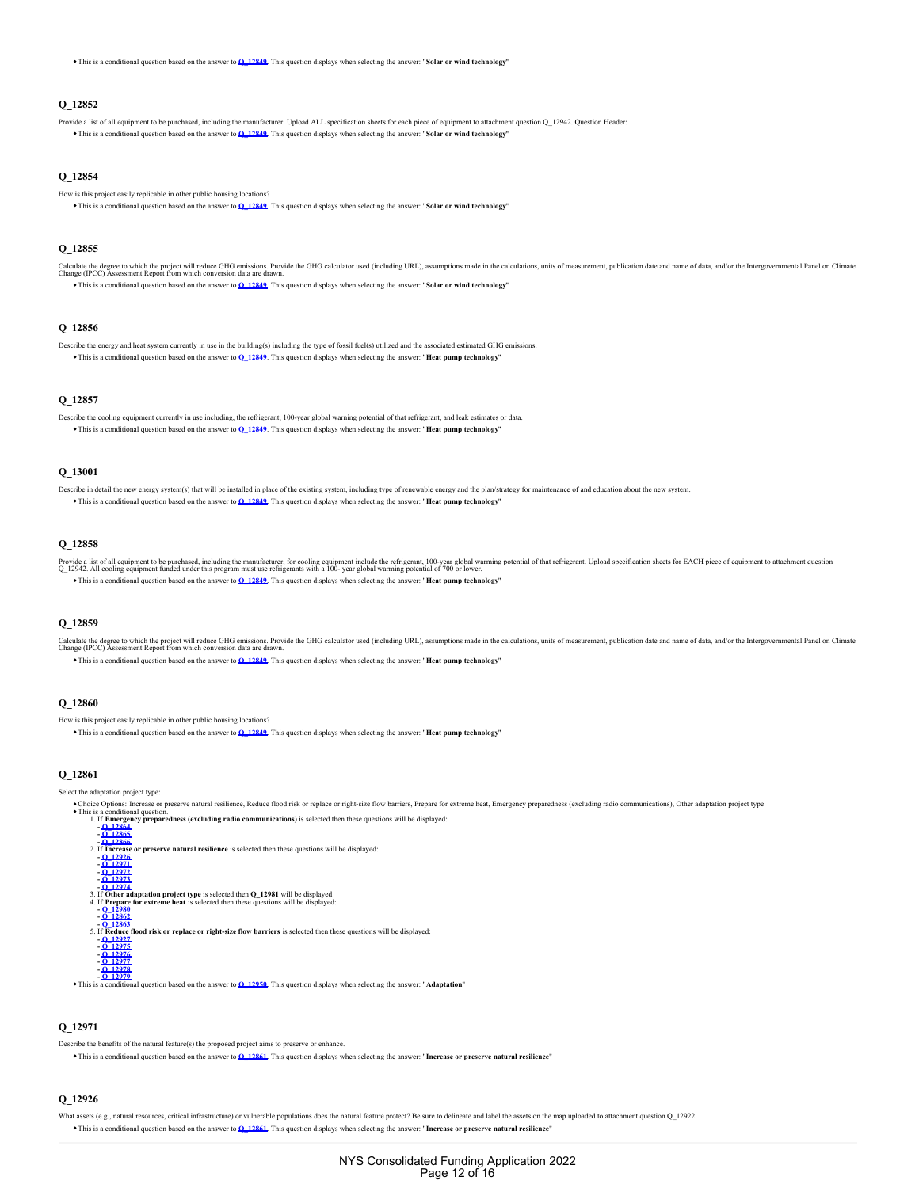- This is a conditional question based on the answer to **Q_12849**. This question displays when selecting the answer: "**Solar or wind technology**"

### Q_12852

Provide a list of all equipment to be purchased, including the manufacturer. Upload ALL specification sheets for each piece of equipment to attachment question Q_12942. Question Header:

- This is a conditional question based on the answer to **Q_12849**. This question displays when selecting the answer: "**Solar or wind technology**"

### Q_12854

How is this project easily replicable in other public housing locations?

- This is a conditional question based on the answer to **Q_12849**. This question displays when selecting the answer: "**Solar or wind technology**"

### Q_12855

Calculate the degree to which the project will reduce GHG emissions. Provide the GHG calculator used (including URL), assumptions made in the calculations, units of measurement, publication date and name of data, and/or the Intergovernmental Panel on Climate Change (IPCC) Assessment Report from which conversion data are drawn.

- This is a conditional question based on the answer to **Q_12849**. This question displays when selecting the answer: "**Solar or wind technology**"

### Q_12856

Describe the energy and heat system currently in use in the building(s) including the type of fossil fuel(s) utilized and the associated estimated GHG emissions.

- This is a conditional question based on the answer to **Q_12849**. This question displays when selecting the answer: "**Heat pump technology**"

### Q_12857

Describe the cooling equipment currently in use including, the refrigerant, 100-year global warning potential of that refrigerant, and leak estimates or data.

- This is a conditional question based on the answer to **Q_12849**. This question displays when selecting the answer: "**Heat pump technology**"

### Q_13001

Describe in detail the new energy system(s) that will be installed in place of the existing system, including type of renewable energy and the plan/strategy for maintenance of and education about the new system.

- This is a conditional question based on the answer to **Q_12849**. This question displays when selecting the answer: "**Heat pump technology**"

### Q_12858

Provide a list of all equipment to be purchased, including the manufacturer, for cooling equipment include the refrigerant, 100-year global warming potential of that refrigerant. Upload specification sheets for EACH piece of equipment to attachment question Q_12942. All cooling equipment funded under this program must use refrigerants with a 100- year global warming potential of 700 or lower.

- This is a conditional question based on the answer to **Q_12849**. This question displays when selecting the answer: "**Heat pump technology**"

### Q_12859

Calculate the degree to which the project will reduce GHG emissions. Provide the GHG calculator used (including URL), assumptions made in the calculations, units of measurement, publication date and name of data, and/or the Intergovernmental Panel on Climate Change (IPCC) Assessment Report from which conversion data are drawn.

- This is a conditional question based on the answer to **Q_12849**. This question displays when selecting the answer: "**Heat pump technology**"

### Q_12860

How is this project easily replicable in other public housing locations?

- This is a conditional question based on the answer to **Q_12849**. This question displays when selecting the answer: "**Heat pump technology**"

### Q_12861

Select the adaptation project type:

- Choice Options: Increase or preserve natural resilience, Reduce flood risk or replace or right-size flow barriers, Prepare for extreme heat, Emergency preparedness (excluding radio communications), Other adaptation project type
- This is a conditional question.
  1. If **Emergency preparedness (excluding radio communications)** is selected then these questions will be displayed:
     - **Q_12864**
     - **Q_12865**
     - **Q_12866**
  2. If **Increase or preserve natural resilience** is selected then these questions will be displayed:
     - **Q_12926**
     - **Q_12971**
     - **Q_12972**
     - **Q_12973**
     - **Q_12974**
  3. If **Other adaptation project type** is selected then **Q_12981** will be displayed
  4. If **Prepare for extreme heat** is selected then these questions will be displayed:
     - **Q_12980**
     - **Q_12862**
     - **Q_12863**
  5. If **Reduce flood risk or replace or right-size flow barriers** is selected then these questions will be displayed:
     - **Q_12927**
     - **Q_12975**
     - **Q_12976**
     - **Q_12977**
     - **Q_12978**
     - **Q_12979**
- This is a conditional question based on the answer to **Q_12950**. This question displays when selecting the answer: "**Adaptation**"

### Q_12971

Describe the benefits of the natural feature(s) the proposed project aims to preserve or enhance.

- This is a conditional question based on the answer to **Q_12861**. This question displays when selecting the answer: "**Increase or preserve natural resilience**"

### Q_12926

What assets (e.g., natural resources, critical infrastructure) or vulnerable populations does the natural feature protect? Be sure to delineate and label the assets on the map uploaded to attachment question Q_12922.

- This is a conditional question based on the answer to **Q_12861**. This question displays when selecting the answer: "**Increase or preserve natural resilience**"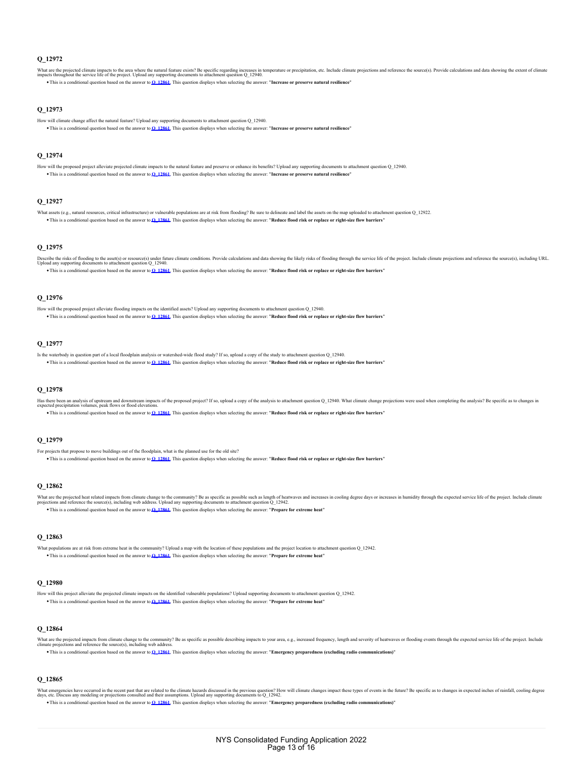### Q_12972

What are the projected climate impacts to the area where the natural feature exists? Be specific regarding increases in temperature or precipitation, etc. Include climate projections and reference the source(s). Provide calculations and data showing the extent of climate impacts throughout the service life of the project. Upload any supporting documents to attachment question Q_12940.

- This is a conditional question based on the answer to **Q_12861**. This question displays when selecting the answer: "**Increase or preserve natural resilience**"

### Q_12973

How will climate change affect the natural feature? Upload any supporting documents to attachment question Q_12940.

- This is a conditional question based on the answer to **Q_12861**. This question displays when selecting the answer: "**Increase or preserve natural resilience**"

### Q_12974

How will the proposed project alleviate projected climate impacts to the natural feature and preserve or enhance its benefits? Upload any supporting documents to attachment question Q_12940.

- This is a conditional question based on the answer to **Q_12861**. This question displays when selecting the answer: "**Increase or preserve natural resilience**"

### Q_12927

What assets (e.g., natural resources, critical infrastructure) or vulnerable populations are at risk from flooding? Be sure to delineate and label the assets on the map uploaded to attachment question Q_12922.

- This is a conditional question based on the answer to **Q_12861**. This question displays when selecting the answer: "**Reduce flood risk or replace or right-size flow barriers**"

### Q_12975

Describe the risks of flooding to the asset(s) or resource(s) under future climate conditions. Provide calculations and data showing the likely risks of flooding through the service life of the project. Include climate projections and reference the source(s), including URL. Upload any supporting documents to attachment question Q_12940.

- This is a conditional question based on the answer to **Q_12861**. This question displays when selecting the answer: "**Reduce flood risk or replace or right-size flow barriers**"

### Q_12976

How will the proposed project alleviate flooding impacts on the identified assets? Upload any supporting documents to attachment question Q_12940.

- This is a conditional question based on the answer to **Q_12861**. This question displays when selecting the answer: "**Reduce flood risk or replace or right-size flow barriers**"

### Q_12977

Is the waterbody in question part of a local floodplain analysis or watershed-wide flood study? If so, upload a copy of the study to attachment question Q_12940.

- This is a conditional question based on the answer to **Q_12861**. This question displays when selecting the answer: "**Reduce flood risk or replace or right-size flow barriers**"

### Q_12978

Has there been an analysis of upstream and downstream impacts of the proposed project? If so, upload a copy of the analysis to attachment question Q_12940. What climate change projections were used when completing the analysis? Be specific as to changes in expected precipitation volumes, peak flows or flood elevations.

- This is a conditional question based on the answer to **Q_12861**. This question displays when selecting the answer: "**Reduce flood risk or replace or right-size flow barriers**"

### Q_12979

For projects that propose to move buildings out of the floodplain, what is the planned use for the old site?

- This is a conditional question based on the answer to **Q_12861**. This question displays when selecting the answer: "**Reduce flood risk or replace or right-size flow barriers**"

### Q_12862

What are the projected heat related impacts from climate change to the community? Be as specific as possible such as length of heatwaves and increases in cooling degree days or increases in humidity through the expected service life of the project. Include climate projections and reference the source(s), including web address. Upload any supporting documents to attachment question Q_12942.

- This is a conditional question based on the answer to **Q_12861**. This question displays when selecting the answer: "**Prepare for extreme heat**"

### Q_12863

What populations are at risk from extreme heat in the community? Upload a map with the location of these populations and the project location to attachment question Q_12942.

- This is a conditional question based on the answer to **Q_12861**. This question displays when selecting the answer: "**Prepare for extreme heat**"

### Q_12980

How will this project alleviate the projected climate impacts on the identified vulnerable populations? Upload supporting documents to attachment question Q_12942.

- This is a conditional question based on the answer to **Q_12861**. This question displays when selecting the answer: "**Prepare for extreme heat**"

### Q_12864

What are the projected impacts from climate change to the community? Be as specific as possible describing impacts to your area, e.g., increased frequency, length and severity of heatwaves or flooding events through the expected service life of the project. Include climate projections and reference the source(s), including web address.

- This is a conditional question based on the answer to **Q_12861**. This question displays when selecting the answer: "**Emergency preparedness (excluding radio communications)**"

### Q_12865

What emergencies have occurred in the recent past that are related to the climate hazards discussed in the previous question? How will climate changes impact these types of events in the future? Be specific as to changes in expected inches of rainfall, cooling degree days, etc. Discuss any modeling or projections consulted and their assumptions. Upload any supporting documents to Q_12942.

- This is a conditional question based on the answer to **Q_12861**. This question displays when selecting the answer: "**Emergency preparedness (excluding radio communications)**"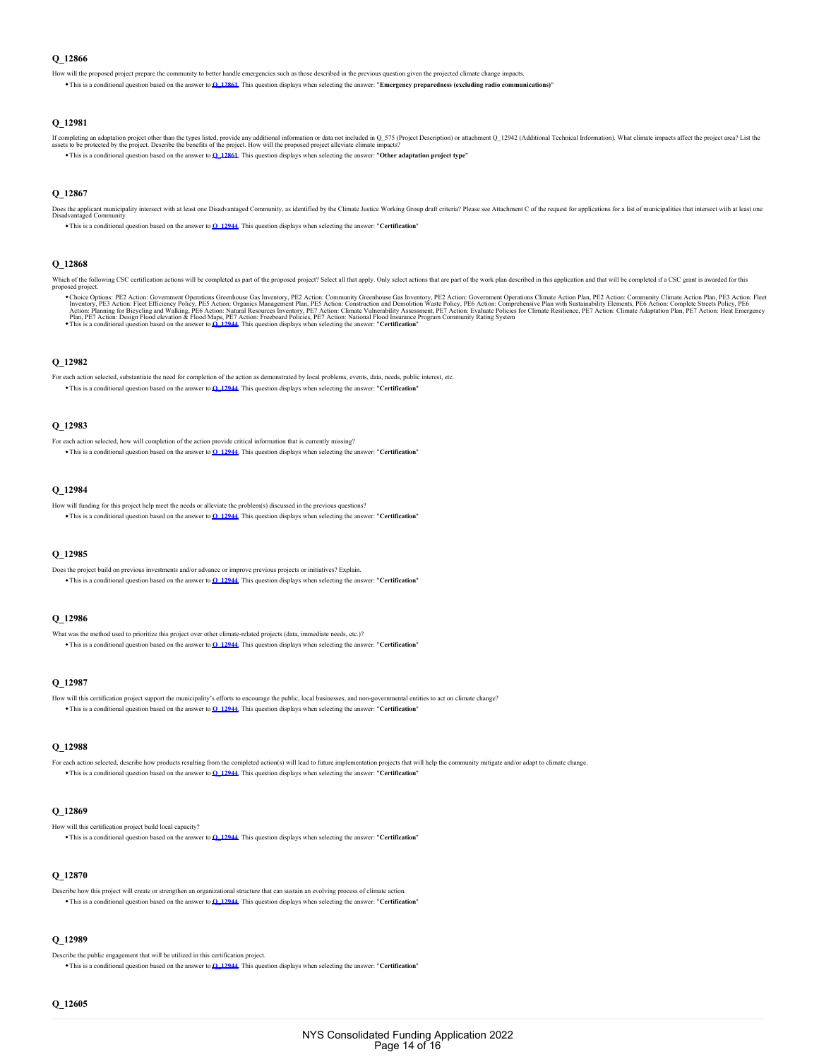### Q_12866

How will the proposed project prepare the community to better handle emergencies such as those described in the previous question given the projected climate change impacts.

- This is a conditional question based on the answer to **Q_12861**. This question displays when selecting the answer: "**Emergency preparedness (excluding radio communications)**"

### Q_12981

If completing an adaptation project other than the types listed, provide any additional information or data not included in Q_575 (Project Description) or attachment Q_12942 (Additional Technical Information). What climate impacts affect the project area? List the assets to be protected by the project. Describe the benefits of the project. How will the proposed project alleviate climate impacts?

- This is a conditional question based on the answer to **Q_12861**. This question displays when selecting the answer: "**Other adaptation project type**"

### Q_12867

Does the applicant municipality intersect with at least one Disadvantaged Community, as identified by the Climate Justice Working Group draft criteria? Please see Attachment C of the request for applications for a list of municipalities that intersect with at least one Disadvantaged Community.

- This is a conditional question based on the answer to **Q_12944**. This question displays when selecting the answer: "**Certification**"

### Q_12868

Which of the following CSC certification actions will be completed as part of the proposed project? Select all that apply. Only select actions that are part of the work plan described in this application and that will be completed if a CSC grant is awarded for this proposed project.

- Choice Options: PE2 Action: Government Operations Greenhouse Gas Inventory, PE2 Action: Community Greenhouse Gas Inventory, PE2 Action: Government Operations Climate Action Plan, PE2 Action: Community Climate Action Plan, PE3 Action: Fleet Inventory, PE3 Action: Fleet Efficiency Policy, PE5 Action: Organics Management Plan, PE5 Action: Construction and Demolition Waste Policy, PE6 Action: Comprehensive Plan with Sustainability Elements, PE6 Action: Complete Streets Policy, PE6 Action: Planning for Bicycling and Walking, PE6 Action: Natural Resources Inventory, PE7 Action: Climate Vulnerability Assessment, PE7 Action: Evaluate Policies for Climate Resilience, PE7 Action: Climate Adaptation Plan, PE7 Action: Heat Emergency Plan, PE7 Action: Design Flood elevation & Flood Maps, PE7 Action: Freeboard Policies, PE7 Action: National Flood Insurance Program Community Rating System
- This is a conditional question based on the answer to **Q_12944**. This question displays when selecting the answer: "**Certification**"

### Q_12982

For each action selected, substantiate the need for completion of the action as demonstrated by local problems, events, data, needs, public interest, etc.

- This is a conditional question based on the answer to **Q_12944**. This question displays when selecting the answer: "**Certification**"

### Q_12983

For each action selected, how will completion of the action provide critical information that is currently missing?

- This is a conditional question based on the answer to **Q_12944**. This question displays when selecting the answer: "**Certification**"

### Q_12984

How will funding for this project help meet the needs or alleviate the problem(s) discussed in the previous questions?

- This is a conditional question based on the answer to **Q_12944**. This question displays when selecting the answer: "**Certification**"

### Q_12985

Does the project build on previous investments and/or advance or improve previous projects or initiatives? Explain.

- This is a conditional question based on the answer to **Q_12944**. This question displays when selecting the answer: "**Certification**"

### Q_12986

What was the method used to prioritize this project over other climate-related projects (data, immediate needs, etc.)?

- This is a conditional question based on the answer to **Q_12944**. This question displays when selecting the answer: "**Certification**"

### Q_12987

How will this certification project support the municipality's efforts to encourage the public, local businesses, and non-governmental entities to act on climate change?

- This is a conditional question based on the answer to **Q_12944**. This question displays when selecting the answer: "**Certification**"

### Q_12988

For each action selected, describe how products resulting from the completed action(s) will lead to future implementation projects that will help the community mitigate and/or adapt to climate change.

- This is a conditional question based on the answer to **Q_12944**. This question displays when selecting the answer: "**Certification**"

### Q_12869

How will this certification project build local capacity?

- This is a conditional question based on the answer to **Q_12944**. This question displays when selecting the answer: "**Certification**"

### Q_12870

Describe how this project will create or strengthen an organizational structure that can sustain an evolving process of climate action.

- This is a conditional question based on the answer to **Q_12944**. This question displays when selecting the answer: "**Certification**"

### Q_12989

Describe the public engagement that will be utilized in this certification project.

- This is a conditional question based on the answer to **Q_12944**. This question displays when selecting the answer: "**Certification**"

### Q_12605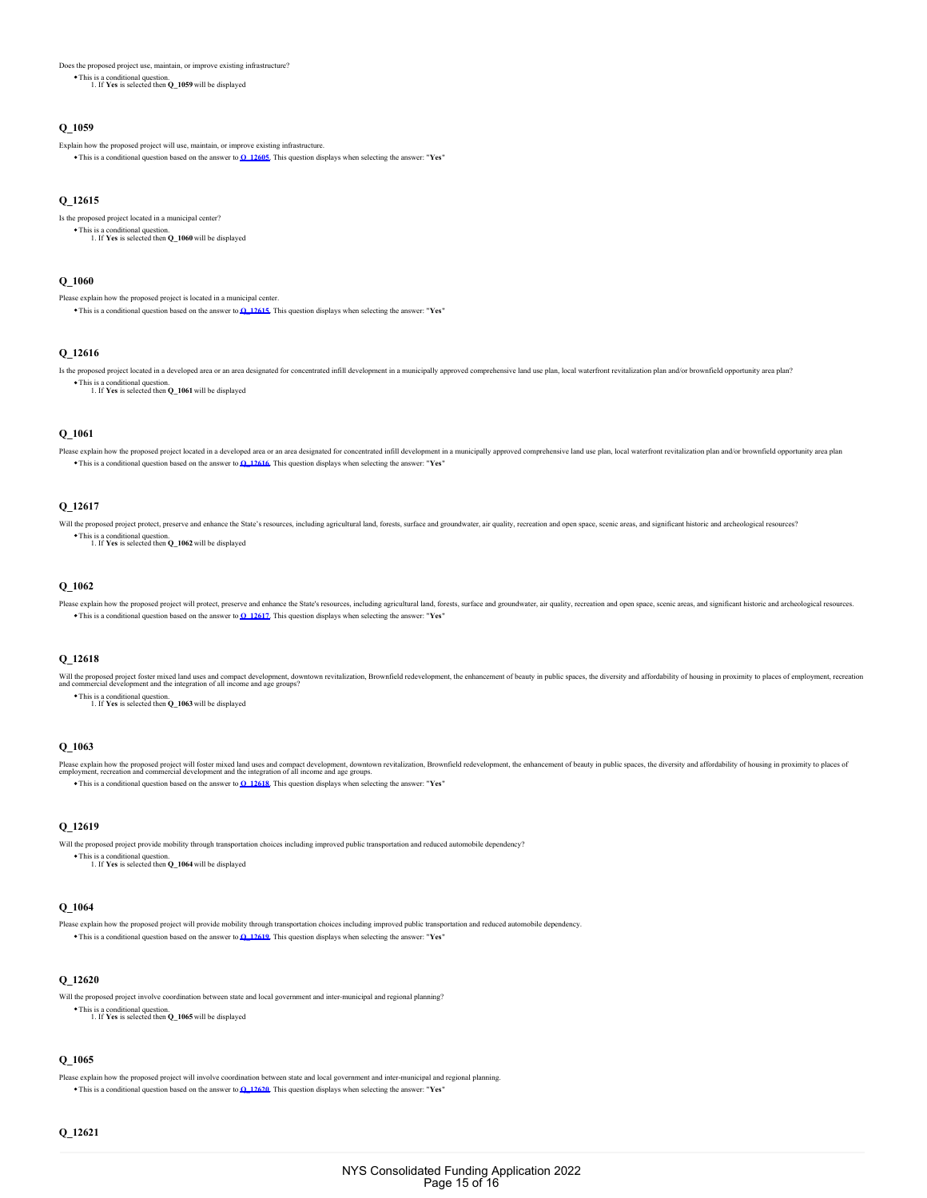Does the proposed project use, maintain, or improve existing infrastructure?

- This is a conditional question.
  1. If **Yes** is selected then **Q_1059** will be displayed

### Q_1059

Explain how the proposed project will use, maintain, or improve existing infrastructure.

- This is a conditional question based on the answer to **Q_12605**. This question displays when selecting the answer: "**Yes**"

### Q_12615

Is the proposed project located in a municipal center?

- This is a conditional question.
  1. If **Yes** is selected then **Q_1060** will be displayed

### Q_1060

Please explain how the proposed project is located in a municipal center.

- This is a conditional question based on the answer to **Q_12615**. This question displays when selecting the answer: "**Yes**"

### Q_12616

Is the proposed project located in a developed area or an area designated for concentrated infill development in a municipally approved comprehensive land use plan, local waterfront revitalization plan and/or brownfield opportunity area plan?

- This is a conditional question.
  1. If **Yes** is selected then **Q_1061** will be displayed

### Q_1061

Please explain how the proposed project located in a developed area or an area designated for concentrated infill development in a municipally approved comprehensive land use plan, local waterfront revitalization plan and/or brownfield opportunity area plan

- This is a conditional question based on the answer to **Q_12616**. This question displays when selecting the answer: "**Yes**"

### Q_12617

Will the proposed project protect, preserve and enhance the State's resources, including agricultural land, forests, surface and groundwater, air quality, recreation and open space, scenic areas, and significant historic and archeological resources?

- This is a conditional question.
  1. If **Yes** is selected then **Q_1062** will be displayed

### Q_1062

Please explain how the proposed project will protect, preserve and enhance the State's resources, including agricultural land, forests, surface and groundwater, air quality, recreation and open space, scenic areas, and significant historic and archeological resources.

- This is a conditional question based on the answer to **Q_12617**. This question displays when selecting the answer: "**Yes**"

### Q_12618

Will the proposed project foster mixed land uses and compact development, downtown revitalization, Brownfield redevelopment, the enhancement of beauty in public spaces, the diversity and affordability of housing in proximity to places of employment, recreation and commercial development and the integration of all income and age groups?

- This is a conditional question.
  1. If **Yes** is selected then **Q_1063** will be displayed

### Q_1063

Please explain how the proposed project will foster mixed land uses and compact development, downtown revitalization, Brownfield redevelopment, the enhancement of beauty in public spaces, the diversity and affordability of housing in proximity to places of employment, recreation and commercial development and the integration of all income and age groups.

- This is a conditional question based on the answer to **Q_12618**. This question displays when selecting the answer: "**Yes**"

### Q_12619

Will the proposed project provide mobility through transportation choices including improved public transportation and reduced automobile dependency?

- This is a conditional question.
  1. If **Yes** is selected then **Q_1064** will be displayed

### Q_1064

Please explain how the proposed project will provide mobility through transportation choices including improved public transportation and reduced automobile dependency.

- This is a conditional question based on the answer to **Q_12619**. This question displays when selecting the answer: "**Yes**"

### Q_12620

Will the proposed project involve coordination between state and local government and inter-municipal and regional planning?

- This is a conditional question.
  1. If **Yes** is selected then **Q_1065** will be displayed

### Q_1065

Please explain how the proposed project will involve coordination between state and local government and inter-municipal and regional planning.

- This is a conditional question based on the answer to **Q_12620**. This question displays when selecting the answer: "**Yes**"

### Q_12621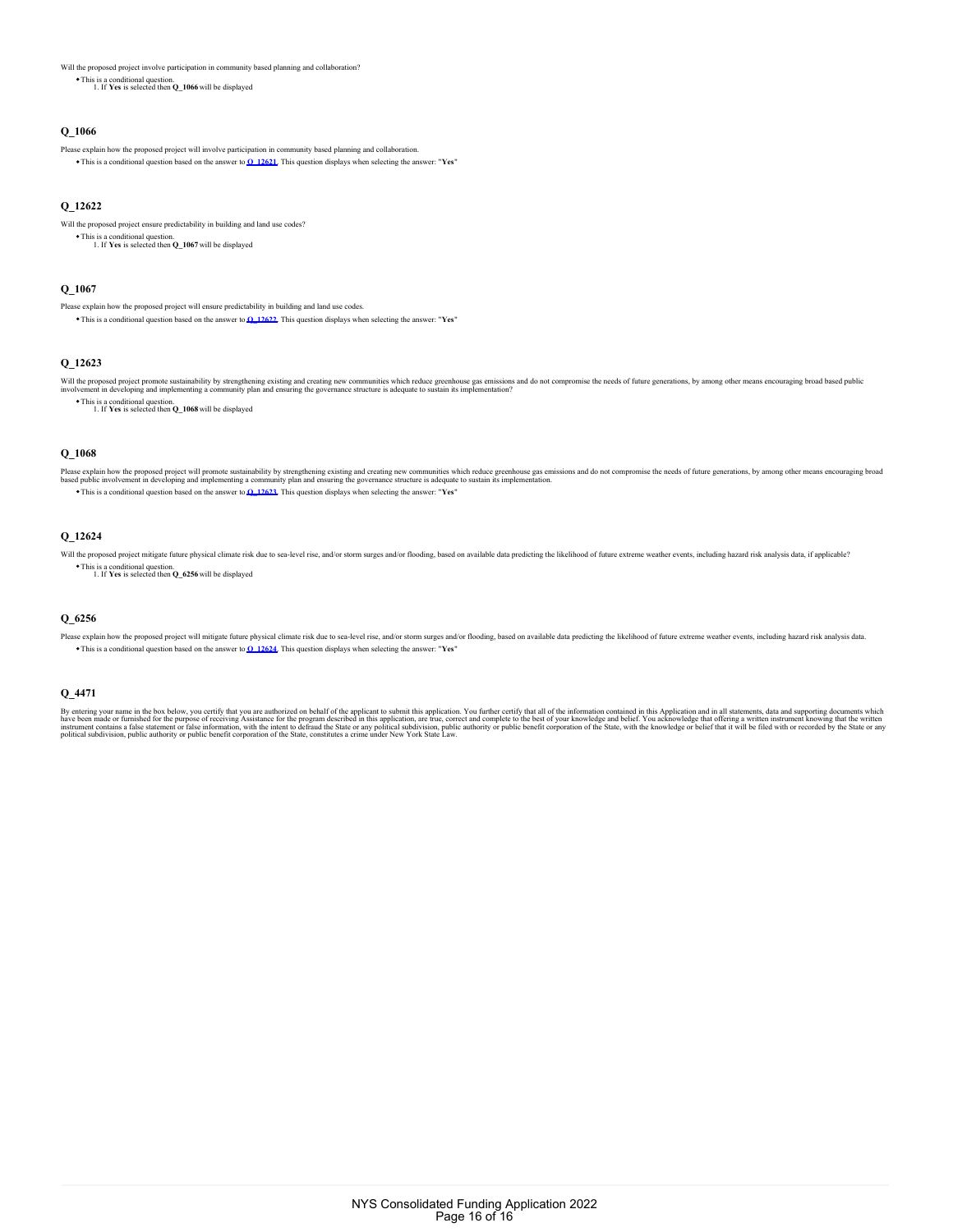Will the proposed project involve participation in community based planning and collaboration?

- This is a conditional question.
  1. If **Yes** is selected then **Q_1066** will be displayed

### Q_1066

Please explain how the proposed project will involve participation in community based planning and collaboration.

- This is a conditional question based on the answer to **Q_12621**. This question displays when selecting the answer: "**Yes**"

### Q_12622

Will the proposed project ensure predictability in building and land use codes?

- This is a conditional question.
  1. If **Yes** is selected then **Q_1067** will be displayed

### Q_1067

Please explain how the proposed project will ensure predictability in building and land use codes.

- This is a conditional question based on the answer to **Q_12622**. This question displays when selecting the answer: "**Yes**"

### Q_12623

Will the proposed project promote sustainability by strengthening existing and creating new communities which reduce greenhouse gas emissions and do not compromise the needs of future generations, by among other means encouraging broad based public involvement in developing and implementing a community plan and ensuring the governance structure is adequate to sustain its implementation?

- This is a conditional question.
  1. If **Yes** is selected then **Q_1068** will be displayed

### Q_1068

Please explain how the proposed project will promote sustainability by strengthening existing and creating new communities which reduce greenhouse gas emissions and do not compromise the needs of future generations, by among other means encouraging broad based public involvement in developing and implementing a community plan and ensuring the governance structure is adequate to sustain its implementation.

- This is a conditional question based on the answer to **Q_12623**. This question displays when selecting the answer: "**Yes**"

### Q_12624

Will the proposed project mitigate future physical climate risk due to sea-level rise, and/or storm surges and/or flooding, based on available data predicting the likelihood of future extreme weather events, including hazard risk analysis data, if applicable?

- This is a conditional question.
  1. If **Yes** is selected then **Q_6256** will be displayed

### Q_6256

Please explain how the proposed project will mitigate future physical climate risk due to sea-level rise, and/or storm surges and/or flooding, based on available data predicting the likelihood of future extreme weather events, including hazard risk analysis data.

- This is a conditional question based on the answer to **Q_12624**. This question displays when selecting the answer: "**Yes**"

### Q_4471

By entering your name in the box below, you certify that you are authorized on behalf of the applicant to submit this application. You further certify that all of the information contained in this Application and in all statements, data and supporting documents which have been made or furnished for the purpose of receiving Assistance for the program described in this application, are true, correct and complete to the best of your knowledge and belief. You acknowledge that offering a written instrument knowing that the written instrument contains a false statement or false information, with the intent to defraud the State or any political subdivision, public authority or public benefit corporation of the State, with the knowledge or belief that it will be filed with or recorded by the State or any political subdivision, public authority or public benefit corporation of the State, constitutes a crime under New York State Law.